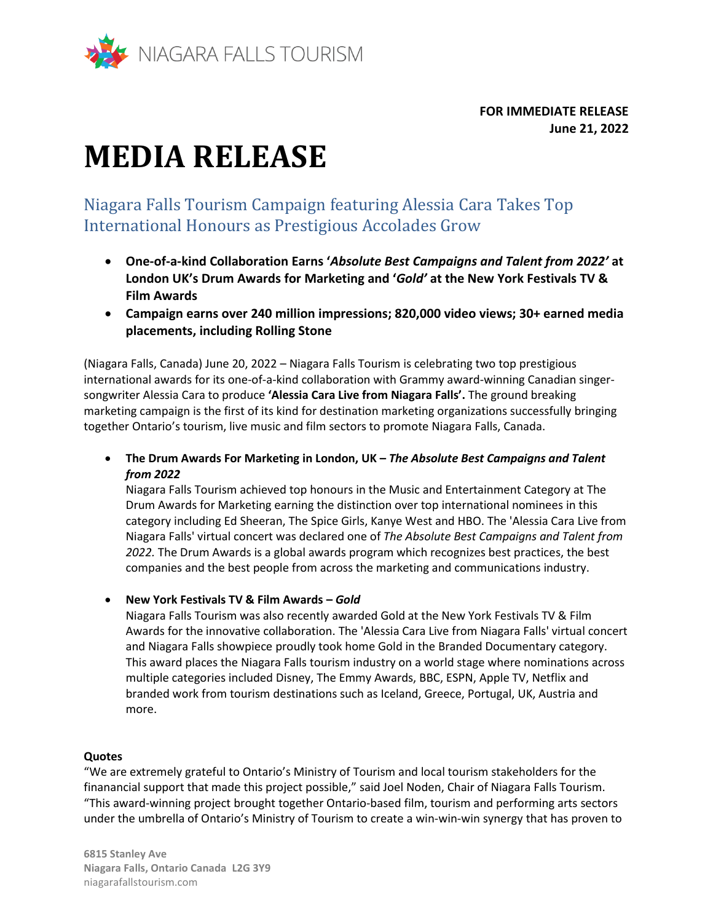NIAGARA FALLS TOURISM

**FOR IMMEDIATE RELEASE**
**June 21, 2022**

# MEDIA RELEASE

## Niagara Falls Tourism Campaign featuring Alessia Cara Takes Top International Honours as Prestigious Accolades Grow

- **One-of-a-kind Collaboration Earns '*Absolute Best Campaigns and Talent from 2022'* at London UK's Drum Awards for Marketing and '*Gold'* at the New York Festivals TV & Film Awards**
- **Campaign earns over 240 million impressions; 820,000 video views; 30+ earned media placements, including Rolling Stone**

(Niagara Falls, Canada) June 20, 2022 – Niagara Falls Tourism is celebrating two top prestigious international awards for its one-of-a-kind collaboration with Grammy award-winning Canadian singer-songwriter Alessia Cara to produce **'Alessia Cara Live from Niagara Falls'.** The ground breaking marketing campaign is the first of its kind for destination marketing organizations successfully bringing together Ontario's tourism, live music and film sectors to promote Niagara Falls, Canada.

- **The Drum Awards For Marketing in London, UK – *The Absolute Best Campaigns and Talent from 2022***
  Niagara Falls Tourism achieved top honours in the Music and Entertainment Category at The Drum Awards for Marketing earning the distinction over top international nominees in this category including Ed Sheeran, The Spice Girls, Kanye West and HBO. The 'Alessia Cara Live from Niagara Falls' virtual concert was declared one of *The Absolute Best Campaigns and Talent from 2022.* The Drum Awards is a global awards program which recognizes best practices, the best companies and the best people from across the marketing and communications industry.

- **New York Festivals TV & Film Awards – *Gold***
  Niagara Falls Tourism was also recently awarded Gold at the New York Festivals TV & Film Awards for the innovative collaboration. The 'Alessia Cara Live from Niagara Falls' virtual concert and Niagara Falls showpiece proudly took home Gold in the Branded Documentary category. This award places the Niagara Falls tourism industry on a world stage where nominations across multiple categories included Disney, The Emmy Awards, BBC, ESPN, Apple TV, Netflix and branded work from tourism destinations such as Iceland, Greece, Portugal, UK, Austria and more.

**Quotes**
"We are extremely grateful to Ontario's Ministry of Tourism and local tourism stakeholders for the finanancial support that made this project possible," said Joel Noden, Chair of Niagara Falls Tourism. "This award-winning project brought together Ontario-based film, tourism and performing arts sectors under the umbrella of Ontario's Ministry of Tourism to create a win-win-win synergy that has proven to

**6815 Stanley Ave**
**Niagara Falls, Ontario Canada L2G 3Y9**
niagarafallstourism.com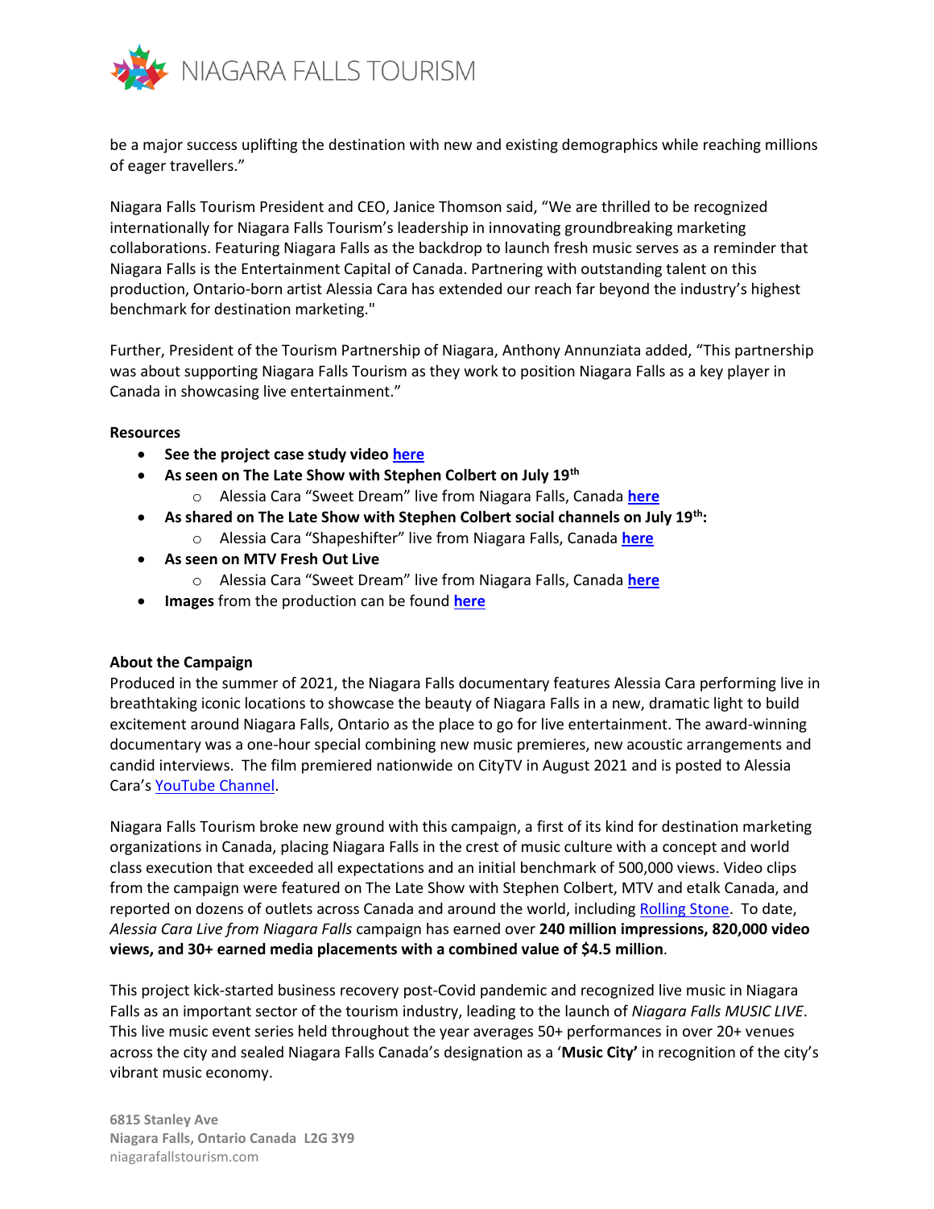be a major success uplifting the destination with new and existing demographics while reaching millions of eager travellers."

Niagara Falls Tourism President and CEO, Janice Thomson said, "We are thrilled to be recognized internationally for Niagara Falls Tourism's leadership in innovating groundbreaking marketing collaborations. Featuring Niagara Falls as the backdrop to launch fresh music serves as a reminder that Niagara Falls is the Entertainment Capital of Canada. Partnering with outstanding talent on this production, Ontario-born artist Alessia Cara has extended our reach far beyond the industry's highest benchmark for destination marketing."

Further, President of the Tourism Partnership of Niagara, Anthony Annunziata added, "This partnership was about supporting Niagara Falls Tourism as they work to position Niagara Falls as a key player in Canada in showcasing live entertainment."

**Resources**

- **See the project case study video [here]()**
- **As seen on The Late Show with Stephen Colbert on July 19th**
  - Alessia Cara "Sweet Dream" live from Niagara Falls, Canada **[here]()**
- **As shared on The Late Show with Stephen Colbert social channels on July 19th:**
  - Alessia Cara "Shapeshifter" live from Niagara Falls, Canada **[here]()**
- **As seen on MTV Fresh Out Live**
  - Alessia Cara "Sweet Dream" live from Niagara Falls, Canada **[here]()**
- **Images** from the production can be found **[here]()**

**About the Campaign**

Produced in the summer of 2021, the Niagara Falls documentary features Alessia Cara performing live in breathtaking iconic locations to showcase the beauty of Niagara Falls in a new, dramatic light to build excitement around Niagara Falls, Ontario as the place to go for live entertainment. The award-winning documentary was a one-hour special combining new music premieres, new acoustic arrangements and candid interviews. The film premiered nationwide on CityTV in August 2021 and is posted to Alessia Cara's [YouTube Channel]().

Niagara Falls Tourism broke new ground with this campaign, a first of its kind for destination marketing organizations in Canada, placing Niagara Falls in the crest of music culture with a concept and world class execution that exceeded all expectations and an initial benchmark of 500,000 views. Video clips from the campaign were featured on The Late Show with Stephen Colbert, MTV and etalk Canada, and reported on dozens of outlets across Canada and around the world, including [Rolling Stone](). To date, *Alessia Cara Live from Niagara Falls* campaign has earned over **240 million impressions, 820,000 video views, and 30+ earned media placements with a combined value of $4.5 million**.

This project kick-started business recovery post-Covid pandemic and recognized live music in Niagara Falls as an important sector of the tourism industry, leading to the launch of *Niagara Falls MUSIC LIVE*. This live music event series held throughout the year averages 50+ performances in over 20+ venues across the city and sealed Niagara Falls Canada's designation as a '**Music City'** in recognition of the city's vibrant music economy.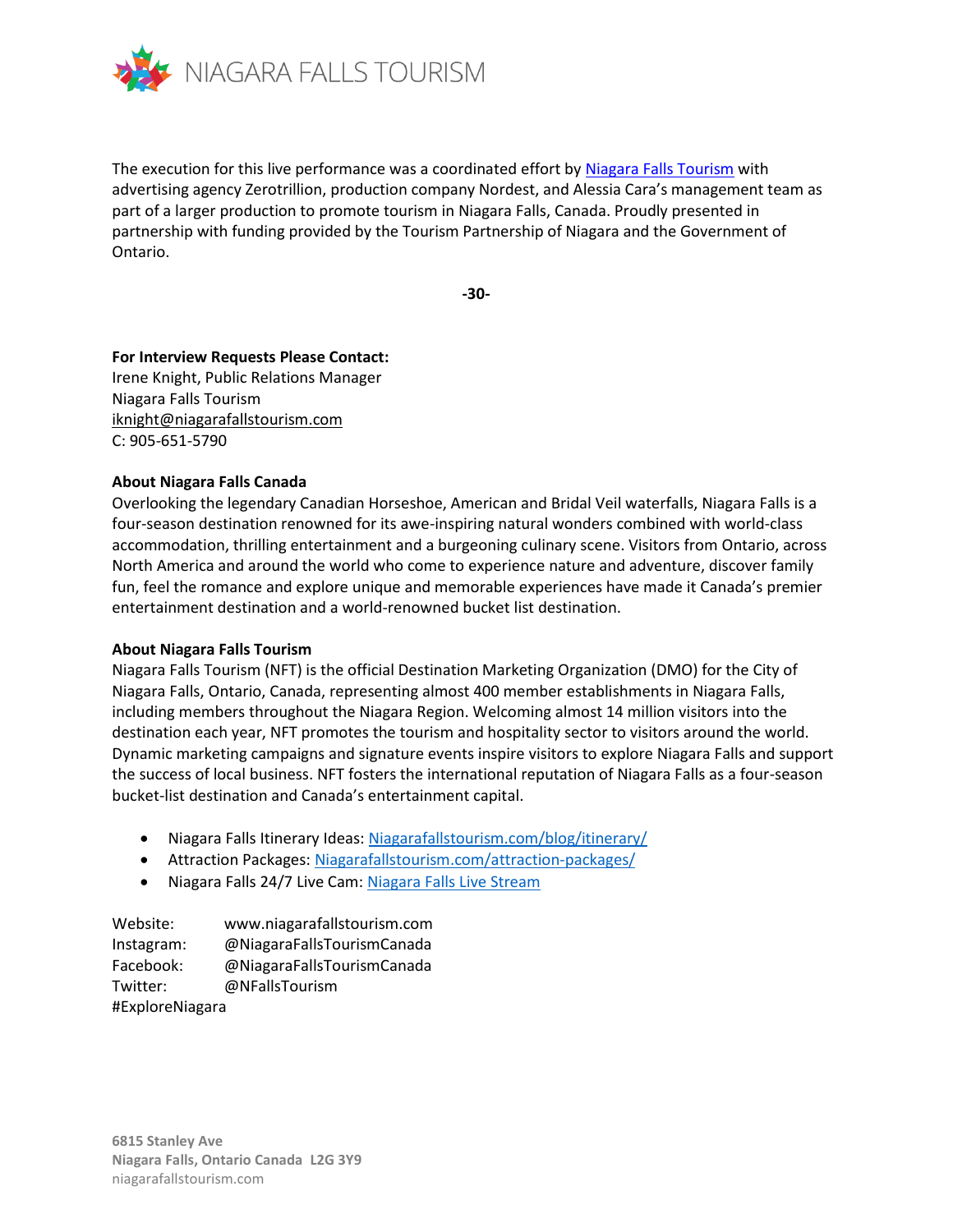The execution for this live performance was a coordinated effort by [Niagara Falls Tourism](https://niagarafallstourism.com) with advertising agency Zerotrillion, production company Nordest, and Alessia Cara's management team as part of a larger production to promote tourism in Niagara Falls, Canada. Proudly presented in partnership with funding provided by the Tourism Partnership of Niagara and the Government of Ontario.

**-30-**

**For Interview Requests Please Contact:**
Irene Knight, Public Relations Manager
Niagara Falls Tourism
iknight@niagarafallstourism.com
C: 905-651-5790

**About Niagara Falls Canada**

Overlooking the legendary Canadian Horseshoe, American and Bridal Veil waterfalls, Niagara Falls is a four-season destination renowned for its awe-inspiring natural wonders combined with world-class accommodation, thrilling entertainment and a burgeoning culinary scene. Visitors from Ontario, across North America and around the world who come to experience nature and adventure, discover family fun, feel the romance and explore unique and memorable experiences have made it Canada's premier entertainment destination and a world-renowned bucket list destination.

**About Niagara Falls Tourism**

Niagara Falls Tourism (NFT) is the official Destination Marketing Organization (DMO) for the City of Niagara Falls, Ontario, Canada, representing almost 400 member establishments in Niagara Falls, including members throughout the Niagara Region. Welcoming almost 14 million visitors into the destination each year, NFT promotes the tourism and hospitality sector to visitors around the world. Dynamic marketing campaigns and signature events inspire visitors to explore Niagara Falls and support the success of local business. NFT fosters the international reputation of Niagara Falls as a four-season bucket-list destination and Canada's entertainment capital.

- Niagara Falls Itinerary Ideas: Niagarafallstourism.com/blog/itinerary/
- Attraction Packages: Niagarafallstourism.com/attraction-packages/
- Niagara Falls 24/7 Live Cam: Niagara Falls Live Stream

Website: www.niagarafallstourism.com
Instagram: @NiagaraFallsTourismCanada
Facebook: @NiagaraFallsTourismCanada
Twitter: @NFallsTourism
#ExploreNiagara